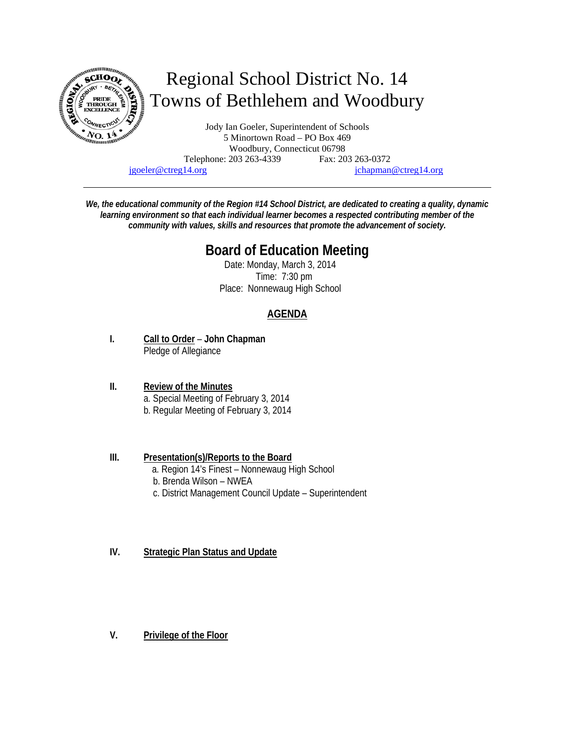# Regional School District No. 14
# Towns of Bethlehem and Woodbury

Jody Ian Goeler, Superintendent of Schools
5 Minortown Road – PO Box 469
Woodbury, Connecticut 06798
Telephone: 203 263-4339 Fax: 203 263-0372
jgoeler@ctreg14.org jchapman@ctreg14.org

---

***We, the educational community of the Region #14 School District, are dedicated to creating a quality, dynamic learning environment so that each individual learner becomes a respected contributing member of the community with values, skills and resources that promote the advancement of society.***

## Board of Education Meeting

Date: Monday, March 3, 2014
Time: 7:30 pm
Place: Nonnewaug High School

### AGENDA

**I. Call to Order – John Chapman**
Pledge of Allegiance

**II. Review of the Minutes**
a. Special Meeting of February 3, 2014
b. Regular Meeting of February 3, 2014

**III. Presentation(s)/Reports to the Board**
a. Region 14's Finest – Nonnewaug High School
b. Brenda Wilson – NWEA
c. District Management Council Update – Superintendent

**IV. Strategic Plan Status and Update**

**V. Privilege of the Floor**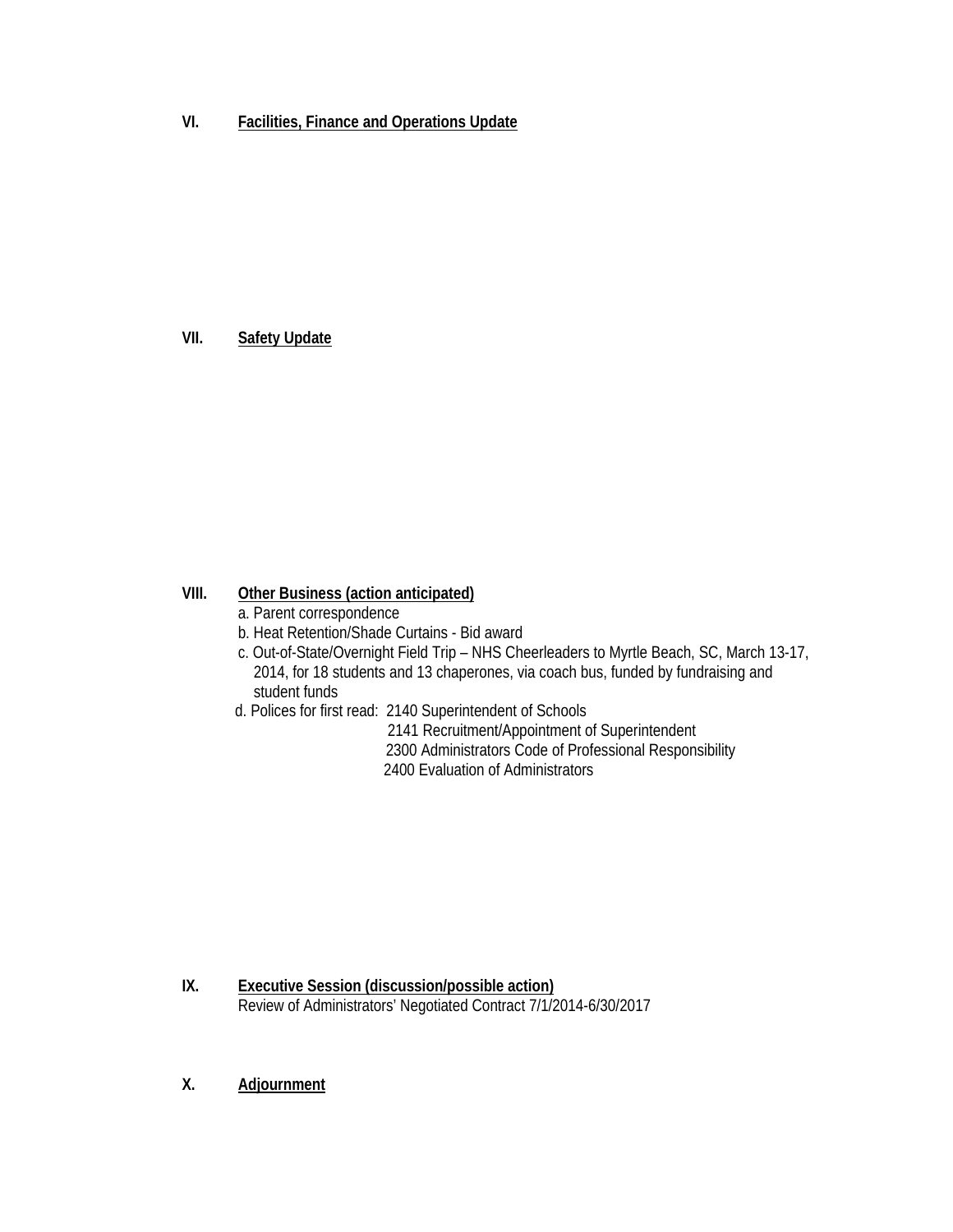**VI. Facilities, Finance and Operations Update**

**VII. Safety Update**

**VIII. Other Business (action anticipated)**

a. Parent correspondence

b. Heat Retention/Shade Curtains - Bid award

c. Out-of-State/Overnight Field Trip – NHS Cheerleaders to Myrtle Beach, SC, March 13-17, 2014, for 18 students and 13 chaperones, via coach bus, funded by fundraising and student funds

d. Polices for first read: 2140 Superintendent of Schools
2141 Recruitment/Appointment of Superintendent
2300 Administrators Code of Professional Responsibility
2400 Evaluation of Administrators

**IX. Executive Session (discussion/possible action)**

Review of Administrators' Negotiated Contract 7/1/2014-6/30/2017

**X. Adjournment**